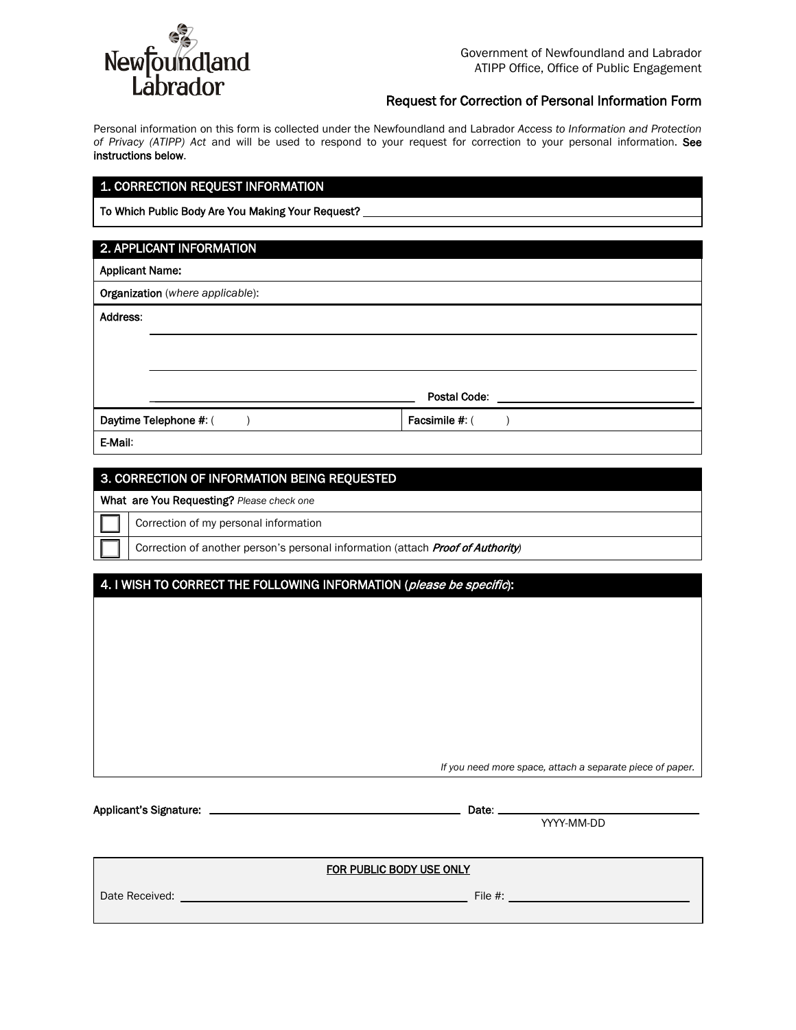Government of Newfoundland and Labrador
ATIPP Office, Office of Public Engagement

## Request for Correction of Personal Information Form

Personal information on this form is collected under the Newfoundland and Labrador *Access to Information and Protection of Privacy (ATIPP) Act* and will be used to respond to your request for correction to your personal information. **See instructions below**.

### 1. CORRECTION REQUEST INFORMATION

**To Which Public Body Are You Making Your Request?** ______________________________

### 2. APPLICANT INFORMATION

| | |
|---|---|
| **Applicant Name:** | |
| **Organization** (*where applicable*): | |
| **Address**: ______________________________<br>______________________________<br>______________________________ **Postal Code**: ______________ | |
| **Daytime Telephone #**: (    ) | **Facsimile #**: (    ) |
| **E-Mail**: | |

### 3. CORRECTION OF INFORMATION BEING REQUESTED

**What are You Requesting?** *Please check one*

- ☐ Correction of my personal information
- ☐ Correction of another person's personal information (attach ***Proof of Authority***)

### 4. I WISH TO CORRECT THE FOLLOWING INFORMATION (*please be specific*):

*If you need more space, attach a separate piece of paper.*

**Applicant's Signature:** ______________________________ **Date**: ______________
YYYY-MM-DD

| FOR PUBLIC BODY USE ONLY | |
|---|---|
| Date Received: ______________________________ | File #: ______________ |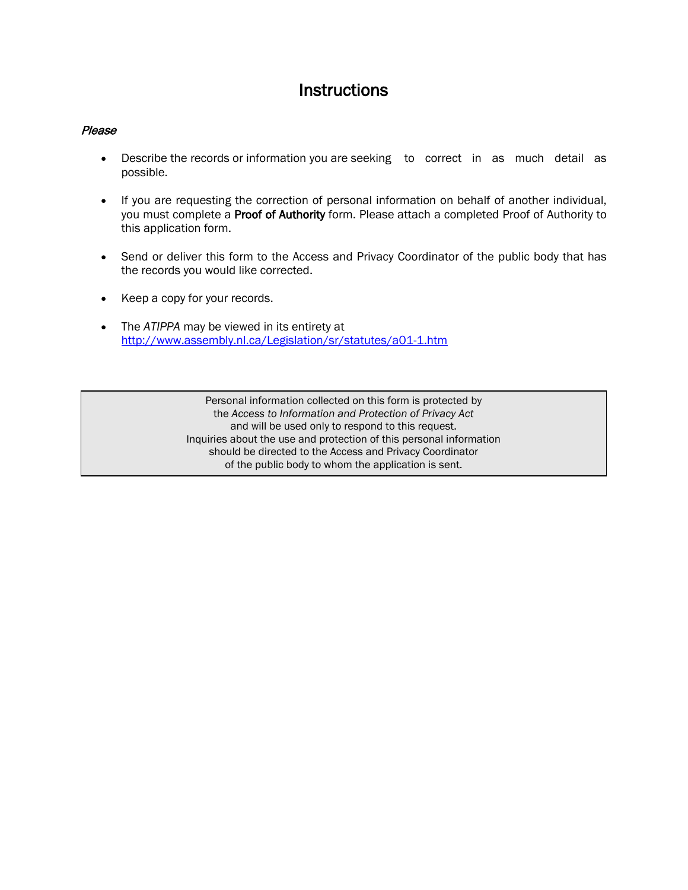# Instructions

*Please*

- Describe the records or information you are seeking to correct in as much detail as possible.
- If you are requesting the correction of personal information on behalf of another individual, you must complete a **Proof of Authority** form. Please attach a completed Proof of Authority to this application form.
- Send or deliver this form to the Access and Privacy Coordinator of the public body that has the records you would like corrected.
- Keep a copy for your records.
- The *ATIPPA* may be viewed in its entirety at [http://www.assembly.nl.ca/Legislation/sr/statutes/a01-1.htm](http://www.assembly.nl.ca/Legislation/sr/statutes/a01-1.htm)

| |
|---|
| Personal information collected on this form is protected by the *Access to Information and Protection of Privacy Act* and will be used only to respond to this request. Inquiries about the use and protection of this personal information should be directed to the Access and Privacy Coordinator of the public body to whom the application is sent. |